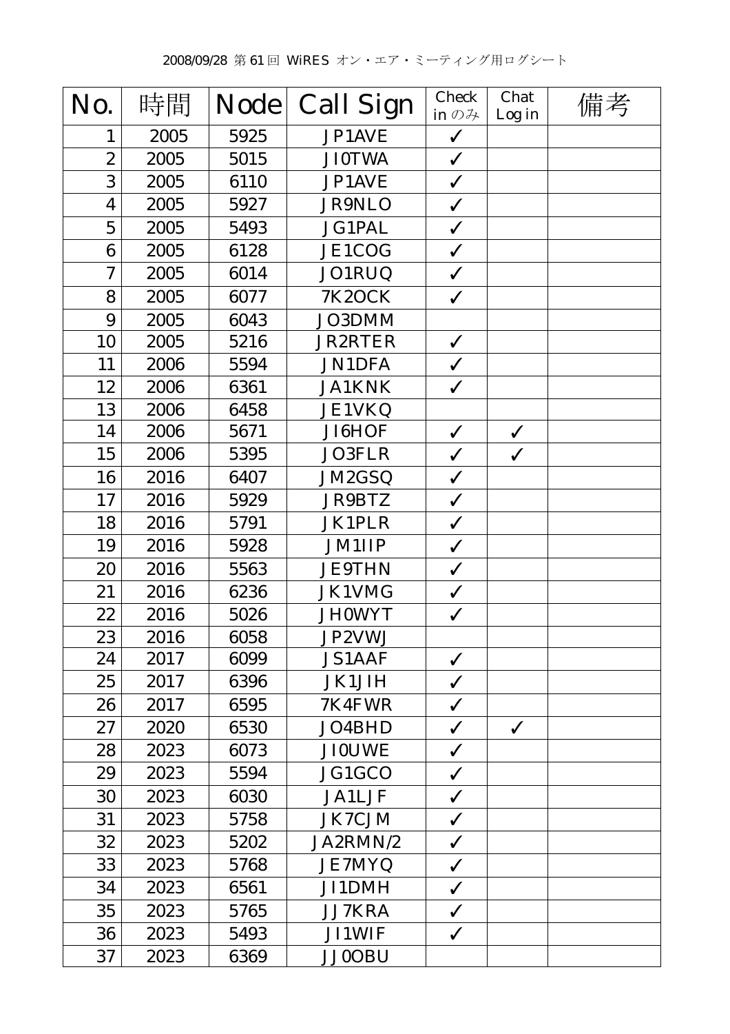2008/09/28 第 61 回 WiRES オン・エア・ミーティング用ログシート

| No. | 時間 | Node | Call Sign | Check in のみ | Chat Log in | 備考 |
|---|---|---|---|---|---|---|
| 1 | 2005 | 5925 | JP1AVE | ✓ | | |
| 2 | 2005 | 5015 | JI0TWA | ✓ | | |
| 3 | 2005 | 6110 | JP1AVE | ✓ | | |
| 4 | 2005 | 5927 | JR9NLO | ✓ | | |
| 5 | 2005 | 5493 | JG1PAL | ✓ | | |
| 6 | 2005 | 6128 | JE1COG | ✓ | | |
| 7 | 2005 | 6014 | JO1RUQ | ✓ | | |
| 8 | 2005 | 6077 | 7K2OCK | ✓ | | |
| 9 | 2005 | 6043 | JO3DMM | | | |
| 10 | 2005 | 5216 | JR2RTER | ✓ | | |
| 11 | 2006 | 5594 | JN1DFA | ✓ | | |
| 12 | 2006 | 6361 | JA1KNK | ✓ | | |
| 13 | 2006 | 6458 | JE1VKQ | | | |
| 14 | 2006 | 5671 | JI6HOF | ✓ | ✓ | |
| 15 | 2006 | 5395 | JO3FLR | ✓ | ✓ | |
| 16 | 2016 | 6407 | JM2GSQ | ✓ | | |
| 17 | 2016 | 5929 | JR9BTZ | ✓ | | |
| 18 | 2016 | 5791 | JK1PLR | ✓ | | |
| 19 | 2016 | 5928 | JM1IIP | ✓ | | |
| 20 | 2016 | 5563 | JE9THN | ✓ | | |
| 21 | 2016 | 6236 | JK1VMG | ✓ | | |
| 22 | 2016 | 5026 | JH0WYT | ✓ | | |
| 23 | 2016 | 6058 | JP2VWJ | | | |
| 24 | 2017 | 6099 | JS1AAF | ✓ | | |
| 25 | 2017 | 6396 | JK1JIH | ✓ | | |
| 26 | 2017 | 6595 | 7K4FWR | ✓ | | |
| 27 | 2020 | 6530 | JO4BHD | ✓ | ✓ | |
| 28 | 2023 | 6073 | JI0UWE | ✓ | | |
| 29 | 2023 | 5594 | JG1GCO | ✓ | | |
| 30 | 2023 | 6030 | JA1LJF | ✓ | | |
| 31 | 2023 | 5758 | JK7CJM | ✓ | | |
| 32 | 2023 | 5202 | JA2RMN/2 | ✓ | | |
| 33 | 2023 | 5768 | JE7MYQ | ✓ | | |
| 34 | 2023 | 6561 | JI1DMH | ✓ | | |
| 35 | 2023 | 5765 | JJ7KRA | ✓ | | |
| 36 | 2023 | 5493 | JI1WIF | ✓ | | |
| 37 | 2023 | 6369 | JJ0OBU | | | |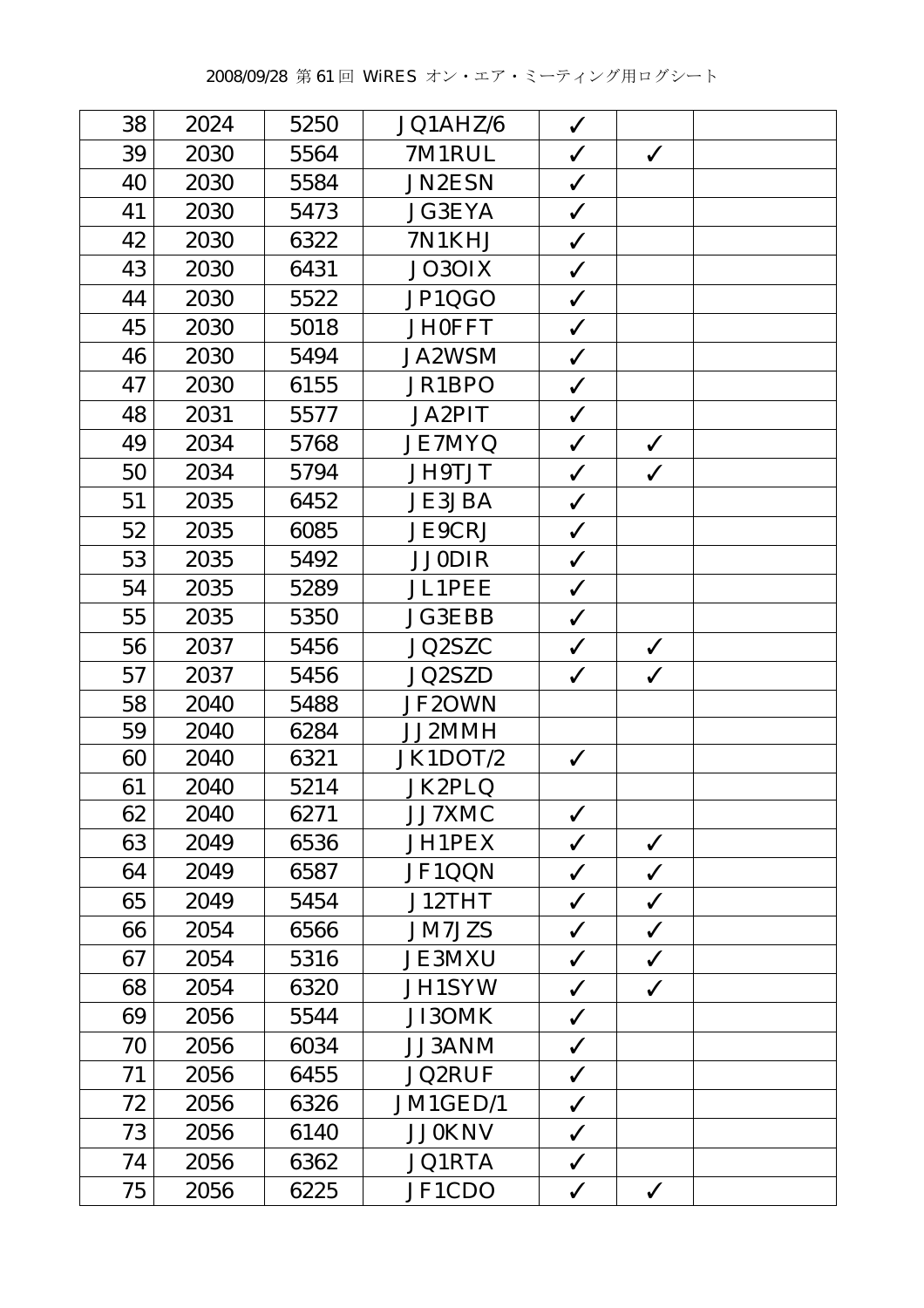| | | | | | | |
|---|---|---|---|---|---|---|
| 38 | 2024 | 5250 | JQ1AHZ/6 | ✓ | | |
| 39 | 2030 | 5564 | 7M1RUL | ✓ | ✓ | |
| 40 | 2030 | 5584 | JN2ESN | ✓ | | |
| 41 | 2030 | 5473 | JG3EYA | ✓ | | |
| 42 | 2030 | 6322 | 7N1KHJ | ✓ | | |
| 43 | 2030 | 6431 | JO3OIX | ✓ | | |
| 44 | 2030 | 5522 | JP1QGO | ✓ | | |
| 45 | 2030 | 5018 | JH0FFT | ✓ | | |
| 46 | 2030 | 5494 | JA2WSM | ✓ | | |
| 47 | 2030 | 6155 | JR1BPO | ✓ | | |
| 48 | 2031 | 5577 | JA2PIT | ✓ | | |
| 49 | 2034 | 5768 | JE7MYQ | ✓ | ✓ | |
| 50 | 2034 | 5794 | JH9TJT | ✓ | ✓ | |
| 51 | 2035 | 6452 | JE3JBA | ✓ | | |
| 52 | 2035 | 6085 | JE9CRJ | ✓ | | |
| 53 | 2035 | 5492 | JJ0DIR | ✓ | | |
| 54 | 2035 | 5289 | JL1PEE | ✓ | | |
| 55 | 2035 | 5350 | JG3EBB | ✓ | | |
| 56 | 2037 | 5456 | JQ2SZC | ✓ | ✓ | |
| 57 | 2037 | 5456 | JQ2SZD | ✓ | ✓ | |
| 58 | 2040 | 5488 | JF2OWN | | | |
| 59 | 2040 | 6284 | JJ2MMH | | | |
| 60 | 2040 | 6321 | JK1DOT/2 | ✓ | | |
| 61 | 2040 | 5214 | JK2PLQ | | | |
| 62 | 2040 | 6271 | JJ7XMC | ✓ | | |
| 63 | 2049 | 6536 | JH1PEX | ✓ | ✓ | |
| 64 | 2049 | 6587 | JF1QQN | ✓ | ✓ | |
| 65 | 2049 | 5454 | J12THT | ✓ | ✓ | |
| 66 | 2054 | 6566 | JM7JZS | ✓ | ✓ | |
| 67 | 2054 | 5316 | JE3MXU | ✓ | ✓ | |
| 68 | 2054 | 6320 | JH1SYW | ✓ | ✓ | |
| 69 | 2056 | 5544 | JI3OMK | ✓ | | |
| 70 | 2056 | 6034 | JJ3ANM | ✓ | | |
| 71 | 2056 | 6455 | JQ2RUF | ✓ | | |
| 72 | 2056 | 6326 | JM1GED/1 | ✓ | | |
| 73 | 2056 | 6140 | JJ0KNV | ✓ | | |
| 74 | 2056 | 6362 | JQ1RTA | ✓ | | |
| 75 | 2056 | 6225 | JF1CDO | ✓ | ✓ | |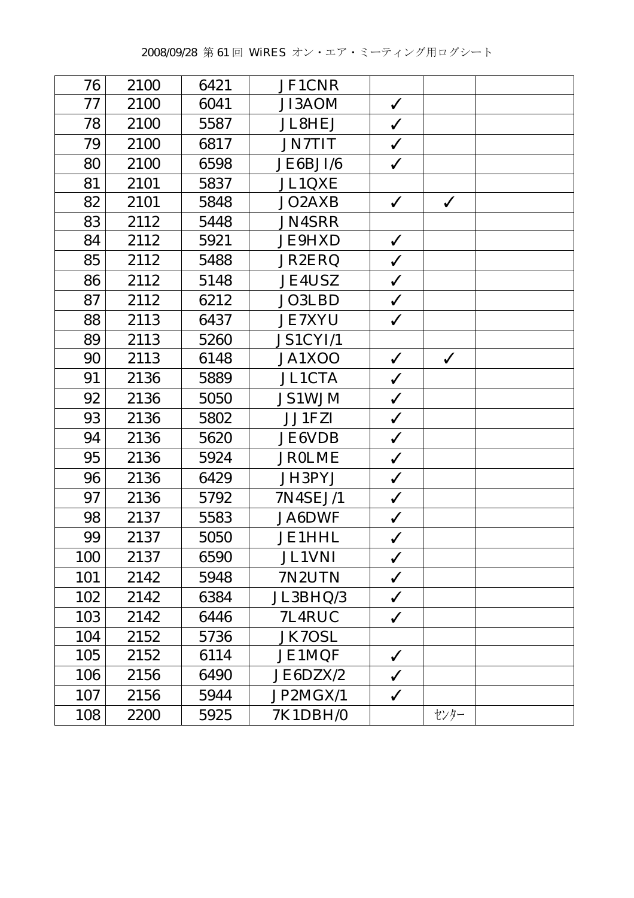2008/09/28 第 61 回 WiRES オン・エア・ミーティング用ログシート

| | | | | | | |
|---|---|---|---|---|---|---|
| 76 | 2100 | 6421 | JF1CNR | | | |
| 77 | 2100 | 6041 | JI3AOM | ✓ | | |
| 78 | 2100 | 5587 | JL8HEJ | ✓ | | |
| 79 | 2100 | 6817 | JN7TIT | ✓ | | |
| 80 | 2100 | 6598 | JE6BJI/6 | ✓ | | |
| 81 | 2101 | 5837 | JL1QXE | | | |
| 82 | 2101 | 5848 | JO2AXB | ✓ | ✓ | |
| 83 | 2112 | 5448 | JN4SRR | | | |
| 84 | 2112 | 5921 | JE9HXD | ✓ | | |
| 85 | 2112 | 5488 | JR2ERQ | ✓ | | |
| 86 | 2112 | 5148 | JE4USZ | ✓ | | |
| 87 | 2112 | 6212 | JO3LBD | ✓ | | |
| 88 | 2113 | 6437 | JE7XYU | ✓ | | |
| 89 | 2113 | 5260 | JS1CYI/1 | | | |
| 90 | 2113 | 6148 | JA1XOO | ✓ | ✓ | |
| 91 | 2136 | 5889 | JL1CTA | ✓ | | |
| 92 | 2136 | 5050 | JS1WJM | ✓ | | |
| 93 | 2136 | 5802 | JJ1FZI | ✓ | | |
| 94 | 2136 | 5620 | JE6VDB | ✓ | | |
| 95 | 2136 | 5924 | JR0LME | ✓ | | |
| 96 | 2136 | 6429 | JH3PYJ | ✓ | | |
| 97 | 2136 | 5792 | 7N4SEJ/1 | ✓ | | |
| 98 | 2137 | 5583 | JA6DWF | ✓ | | |
| 99 | 2137 | 5050 | JE1HHL | ✓ | | |
| 100 | 2137 | 6590 | JL1VNI | ✓ | | |
| 101 | 2142 | 5948 | 7N2UTN | ✓ | | |
| 102 | 2142 | 6384 | JL3BHQ/3 | ✓ | | |
| 103 | 2142 | 6446 | 7L4RUC | ✓ | | |
| 104 | 2152 | 5736 | JK7OSL | | | |
| 105 | 2152 | 6114 | JE1MQF | ✓ | | |
| 106 | 2156 | 6490 | JE6DZX/2 | ✓ | | |
| 107 | 2156 | 5944 | JP2MGX/1 | ✓ | | |
| 108 | 2200 | 5925 | 7K1DBH/0 | | ｾﾝﾀｰ | |